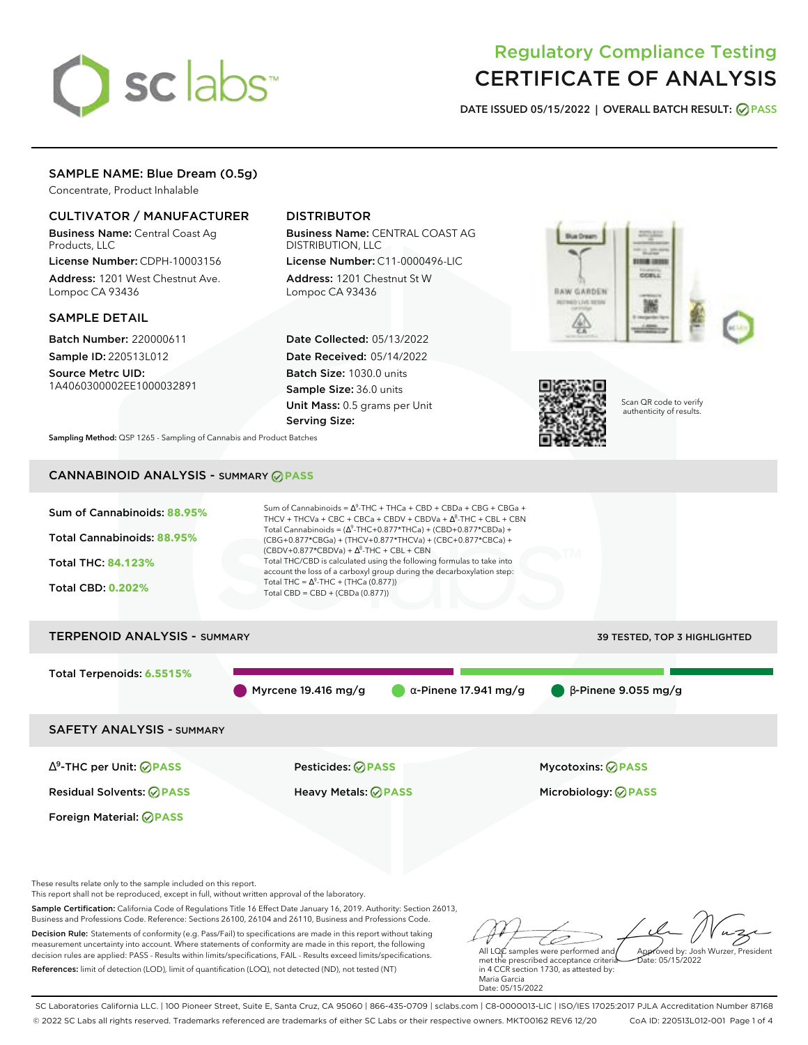# Regulatory Compliance Testing
# CERTIFICATE OF ANALYSIS

**DATE ISSUED 05/15/2022 | OVERALL BATCH RESULT: PASS**

## SAMPLE NAME: Blue Dream (0.5g)

Concentrate, Product Inhalable

### CULTIVATOR / MANUFACTURER

**Business Name:** Central Coast Ag Products, LLC

**License Number:** CDPH-10003156

**Address:** 1201 West Chestnut Ave. Lompoc CA 93436

### DISTRIBUTOR

**Business Name:** CENTRAL COAST AG DISTRIBUTION, LLC

**License Number:** C11-0000496-LIC

**Address:** 1201 Chestnut St W Lompoc CA 93436

### SAMPLE DETAIL

**Batch Number:** 220000611

**Sample ID:** 220513L012

**Source Metrc UID:** 1A4060300002EE1000032891

**Date Collected:** 05/13/2022

**Date Received:** 05/14/2022

**Batch Size:** 1030.0 units

**Sample Size:** 36.0 units

**Unit Mass:** 0.5 grams per Unit

**Serving Size:**

Scan QR code to verify authenticity of results.

**Sampling Method:** QSP 1265 - Sampling of Cannabis and Product Batches

## CANNABINOID ANALYSIS - SUMMARY PASS

**Sum of Cannabinoids:** 88.95%

**Total Cannabinoids:** 88.95%

**Total THC:** 84.123%

**Total CBD:** 0.202%

Sum of Cannabinoids = $\Delta^9$-THC + THCa + CBD + CBDa + CBG + CBGa + THCV + THCVa + CBC + CBCa + CBDV + CBDVa + $\Delta^8$-THC + CBL + CBN

Total Cannabinoids = ($\Delta^9$-THC+0.877*THCa) + (CBD+0.877*CBDa) + (CBG+0.877*CBGa) + (THCV+0.877*THCVa) + (CBC+0.877*CBCa) + (CBDV+0.877*CBDVa) + $\Delta^8$-THC + CBL + CBN

Total THC/CBD is calculated using the following formulas to take into account the loss of a carboxyl group during the decarboxylation step:

Total THC = $\Delta^9$-THC + (THCa (0.877))

Total CBD = CBD + (CBDa (0.877))

## TERPENOID ANALYSIS - SUMMARY

39 TESTED, TOP 3 HIGHLIGHTED

**Total Terpenoids:** 6.5515%

Myrcene 19.416 mg/g | α-Pinene 17.941 mg/g | β-Pinene 9.055 mg/g

## SAFETY ANALYSIS - SUMMARY

| | | |
|---|---|---|
| $\Delta^9$-THC per Unit: PASS | Pesticides: PASS | Mycotoxins: PASS |
| Residual Solvents: PASS | Heavy Metals: PASS | Microbiology: PASS |
| Foreign Material: PASS | | |

These results relate only to the sample included on this report.
This report shall not be reproduced, except in full, without written approval of the laboratory.

**Sample Certification:** California Code of Regulations Title 16 Effect Date January 16, 2019. Authority: Section 26013, Business and Professions Code. Reference: Sections 26100, 26104 and 26110, Business and Professions Code.

**Decision Rule:** Statements of conformity (e.g. Pass/Fail) to specifications are made in this report without taking measurement uncertainty into account. Where statements of conformity are made in this report, the following decision rules are applied: PASS - Results within limits/specifications, FAIL - Results exceed limits/specifications.

**References:** limit of detection (LOD), limit of quantification (LOQ), not detected (ND), not tested (NT)

All LQC samples were performed and met the prescribed acceptance criteria in 4 CCR section 1730, as attested by: Maria Garcia
Date: 05/15/2022

Approved by: Josh Wurzer, President
Date: 05/15/2022

SC Laboratories California LLC. | 100 Pioneer Street, Suite E, Santa Cruz, CA 95060 | 866-435-0709 | sclabs.com | C8-0000013-LIC | ISO/IES 17025:2017 PJLA Accreditation Number 87168
© 2022 SC Labs all rights reserved. Trademarks referenced are trademarks of either SC Labs or their respective owners. MKT00162 REV6 12/20 CoA ID: 220513L012-001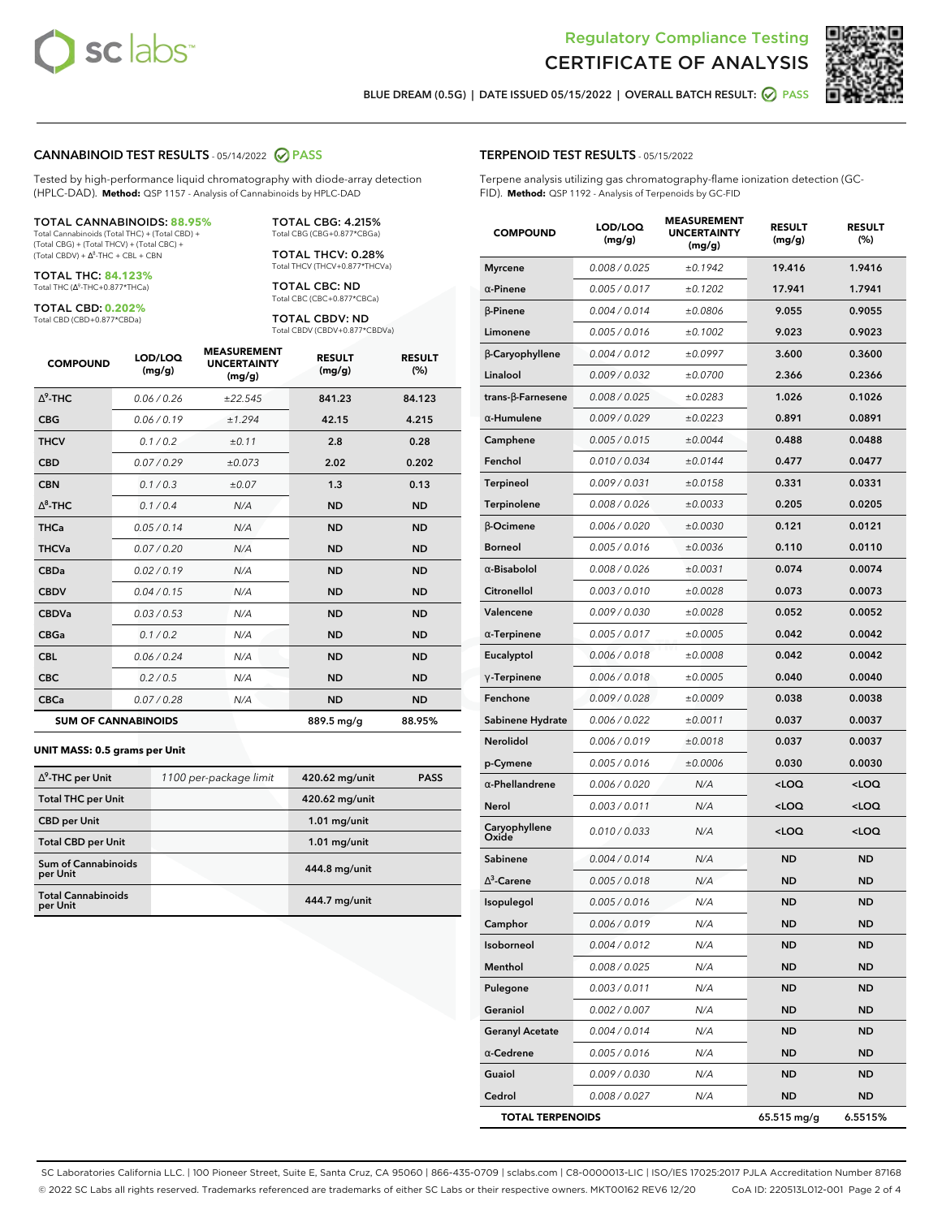Regulatory Compliance Testing
# CERTIFICATE OF ANALYSIS

BLUE DREAM (0.5G) | DATE ISSUED 05/15/2022 | OVERALL BATCH RESULT: PASS

## CANNABINOID TEST RESULTS - 05/14/2022 PASS

Tested by high-performance liquid chromatography with diode-array detection (HPLC-DAD). **Method:** QSP 1157 - Analysis of Cannabinoids by HPLC-DAD

**TOTAL CANNABINOIDS: 88.95%**
Total Cannabinoids (Total THC) + (Total CBD) + (Total CBG) + (Total THCV) + (Total CBC) + (Total CBDV) + $\Delta^8$-THC + CBL + CBN

**TOTAL THC: 84.123%**
Total THC ($\Delta^9$-THC+0.877*THCa)

**TOTAL CBD: 0.202%**
Total CBD (CBD+0.877*CBDa)

**TOTAL CBG: 4.215%**
Total CBG (CBG+0.877*CBGa)

**TOTAL THCV: 0.28%**
Total THCV (THCV+0.877*THCVa)

**TOTAL CBC: ND**
Total CBC (CBC+0.877*CBCa)

**TOTAL CBDV: ND**
Total CBDV (CBDV+0.877*CBDVa)

| COMPOUND | LOD/LOQ (mg/g) | MEASUREMENT UNCERTAINTY (mg/g) | RESULT (mg/g) | RESULT (%) |
|---|---|---|---|---|
| $\Delta^9$-THC | 0.06 / 0.26 | ±22.545 | 841.23 | 84.123 |
| CBG | 0.06 / 0.19 | ±1.294 | 42.15 | 4.215 |
| THCV | 0.1 / 0.2 | ±0.11 | 2.8 | 0.28 |
| CBD | 0.07 / 0.29 | ±0.073 | 2.02 | 0.202 |
| CBN | 0.1 / 0.3 | ±0.07 | 1.3 | 0.13 |
| $\Delta^8$-THC | 0.1 / 0.4 | N/A | ND | ND |
| THCa | 0.05 / 0.14 | N/A | ND | ND |
| THCVa | 0.07 / 0.20 | N/A | ND | ND |
| CBDa | 0.02 / 0.19 | N/A | ND | ND |
| CBDV | 0.04 / 0.15 | N/A | ND | ND |
| CBDVa | 0.03 / 0.53 | N/A | ND | ND |
| CBGa | 0.1 / 0.2 | N/A | ND | ND |
| CBL | 0.06 / 0.24 | N/A | ND | ND |
| CBC | 0.2 / 0.5 | N/A | ND | ND |
| CBCa | 0.07 / 0.28 | N/A | ND | ND |
| **SUM OF CANNABINOIDS** | | | 889.5 mg/g | 88.95% |

### UNIT MASS: 0.5 grams per Unit

| | | | |
|---|---|---|---|
| $\Delta^9$-THC per Unit | 1100 per-package limit | 420.62 mg/unit | PASS |
| Total THC per Unit | | 420.62 mg/unit | |
| CBD per Unit | | 1.01 mg/unit | |
| Total CBD per Unit | | 1.01 mg/unit | |
| Sum of Cannabinoids per Unit | | 444.8 mg/unit | |
| Total Cannabinoids per Unit | | 444.7 mg/unit | |

## TERPENOID TEST RESULTS - 05/15/2022

Terpene analysis utilizing gas chromatography-flame ionization detection (GC-FID). **Method:** QSP 1192 - Analysis of Terpenoids by GC-FID

| COMPOUND | LOD/LOQ (mg/g) | MEASUREMENT UNCERTAINTY (mg/g) | RESULT (mg/g) | RESULT (%) |
|---|---|---|---|---|
| Myrcene | 0.008 / 0.025 | ±0.1942 | 19.416 | 1.9416 |
| α-Pinene | 0.005 / 0.017 | ±0.1202 | 17.941 | 1.7941 |
| β-Pinene | 0.004 / 0.014 | ±0.0806 | 9.055 | 0.9055 |
| Limonene | 0.005 / 0.016 | ±0.1002 | 9.023 | 0.9023 |
| β-Caryophyllene | 0.004 / 0.012 | ±0.0997 | 3.600 | 0.3600 |
| Linalool | 0.009 / 0.032 | ±0.0700 | 2.366 | 0.2366 |
| trans-β-Farnesene | 0.008 / 0.025 | ±0.0283 | 1.026 | 0.1026 |
| α-Humulene | 0.009 / 0.029 | ±0.0223 | 0.891 | 0.0891 |
| Camphene | 0.005 / 0.015 | ±0.0044 | 0.488 | 0.0488 |
| Fenchol | 0.010 / 0.034 | ±0.0144 | 0.477 | 0.0477 |
| Terpineol | 0.009 / 0.031 | ±0.0158 | 0.331 | 0.0331 |
| Terpinolene | 0.008 / 0.026 | ±0.0033 | 0.205 | 0.0205 |
| β-Ocimene | 0.006 / 0.020 | ±0.0030 | 0.121 | 0.0121 |
| Borneol | 0.005 / 0.016 | ±0.0036 | 0.110 | 0.0110 |
| α-Bisabolol | 0.008 / 0.026 | ±0.0031 | 0.074 | 0.0074 |
| Citronellol | 0.003 / 0.010 | ±0.0028 | 0.073 | 0.0073 |
| Valencene | 0.009 / 0.030 | ±0.0028 | 0.052 | 0.0052 |
| α-Terpinene | 0.005 / 0.017 | ±0.0005 | 0.042 | 0.0042 |
| Eucalyptol | 0.006 / 0.018 | ±0.0008 | 0.042 | 0.0042 |
| γ-Terpinene | 0.006 / 0.018 | ±0.0005 | 0.040 | 0.0040 |
| Fenchone | 0.009 / 0.028 | ±0.0009 | 0.038 | 0.0038 |
| Sabinene Hydrate | 0.006 / 0.022 | ±0.0011 | 0.037 | 0.0037 |
| Nerolidol | 0.006 / 0.019 | ±0.0018 | 0.037 | 0.0037 |
| p-Cymene | 0.005 / 0.016 | ±0.0006 | 0.030 | 0.0030 |
| α-Phellandrene | 0.006 / 0.020 | N/A | <LOQ | <LOQ |
| Nerol | 0.003 / 0.011 | N/A | <LOQ | <LOQ |
| Caryophyllene Oxide | 0.010 / 0.033 | N/A | <LOQ | <LOQ |
| Sabinene | 0.004 / 0.014 | N/A | ND | ND |
| $\Delta^3$-Carene | 0.005 / 0.018 | N/A | ND | ND |
| Isopulegol | 0.005 / 0.016 | N/A | ND | ND |
| Camphor | 0.006 / 0.019 | N/A | ND | ND |
| Isoborneol | 0.004 / 0.012 | N/A | ND | ND |
| Menthol | 0.008 / 0.025 | N/A | ND | ND |
| Pulegone | 0.003 / 0.011 | N/A | ND | ND |
| Geraniol | 0.002 / 0.007 | N/A | ND | ND |
| Geranyl Acetate | 0.004 / 0.014 | N/A | ND | ND |
| α-Cedrene | 0.005 / 0.016 | N/A | ND | ND |
| Guaiol | 0.009 / 0.030 | N/A | ND | ND |
| Cedrol | 0.008 / 0.027 | N/A | ND | ND |
| **TOTAL TERPENOIDS** | | | 65.515 mg/g | 6.5515% |

SC Laboratories California LLC. | 100 Pioneer Street, Suite E, Santa Cruz, CA 95060 | 866-435-0709 | sclabs.com | C8-0000013-LIC | ISO/IES 17025:2017 PJLA Accreditation Number 87168
© 2022 SC Labs all rights reserved. Trademarks referenced are trademarks of either SC Labs or their respective owners. MKT00162 REV6 12/20 CoA ID: 220513L012-001